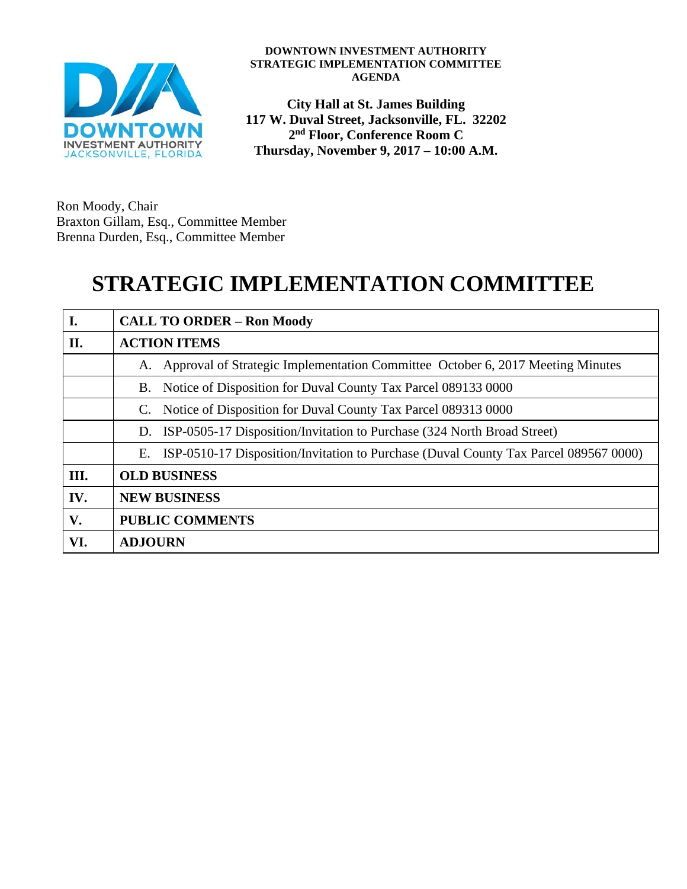**DOWNTOWN INVESTMENT AUTHORITY**
**STRATEGIC IMPLEMENTATION COMMITTEE**
**AGENDA**

**City Hall at St. James Building**
**117 W. Duval Street, Jacksonville, FL. 32202**
**2nd Floor, Conference Room C**
**Thursday, November 9, 2017 – 10:00 A.M.**

Ron Moody, Chair
Braxton Gillam, Esq., Committee Member
Brenna Durden, Esq., Committee Member

# STRATEGIC IMPLEMENTATION COMMITTEE

| **I.** | **CALL TO ORDER – Ron Moody** |
|---|---|
| **II.** | **ACTION ITEMS** |
| | A. Approval of Strategic Implementation Committee October 6, 2017 Meeting Minutes |
| | B. Notice of Disposition for Duval County Tax Parcel 089133 0000 |
| | C. Notice of Disposition for Duval County Tax Parcel 089313 0000 |
| | D. ISP-0505-17 Disposition/Invitation to Purchase (324 North Broad Street) |
| | E. ISP-0510-17 Disposition/Invitation to Purchase (Duval County Tax Parcel 089567 0000) |
| **III.** | **OLD BUSINESS** |
| **IV.** | **NEW BUSINESS** |
| **V.** | **PUBLIC COMMENTS** |
| **VI.** | **ADJOURN** |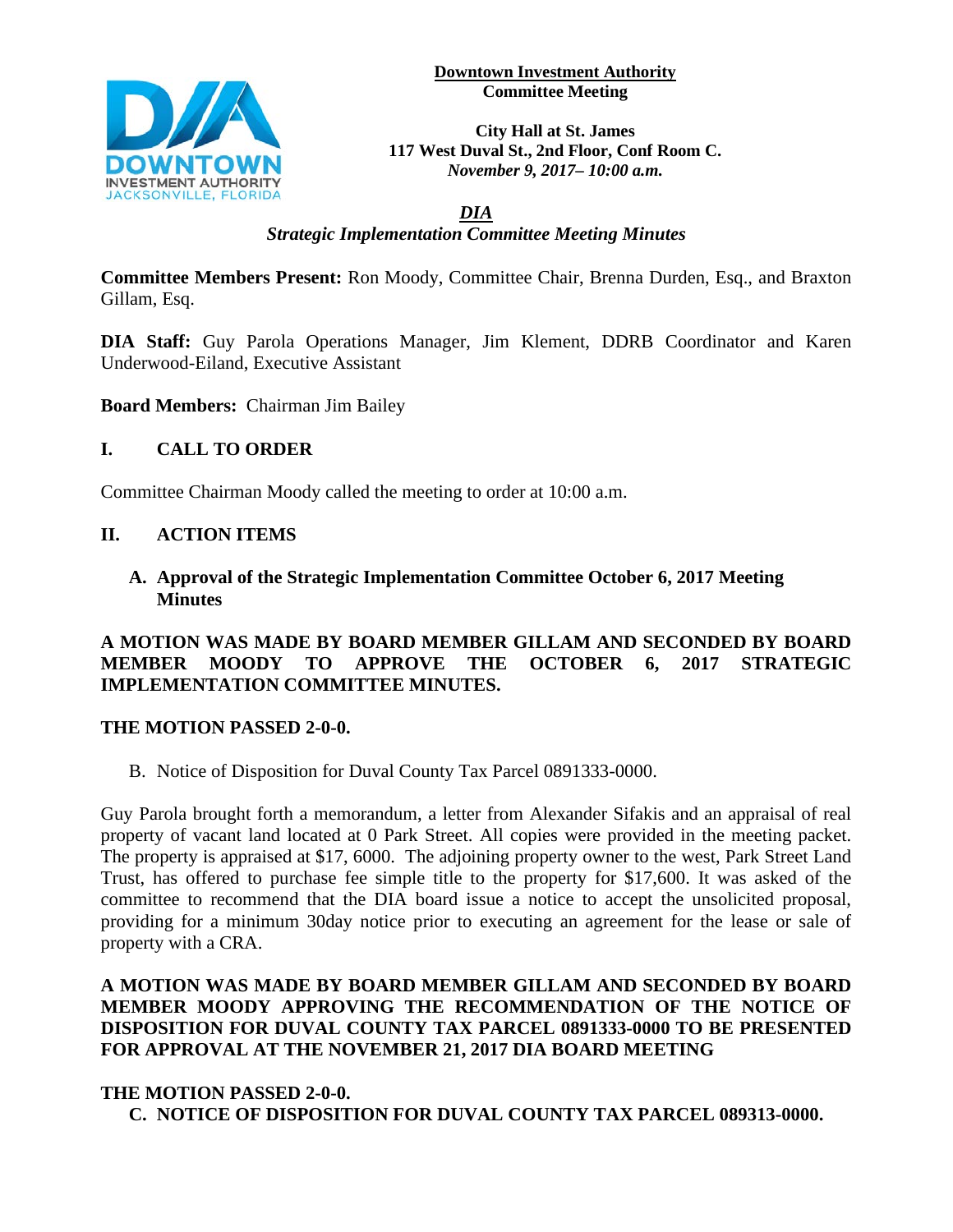**Downtown Investment Authority**
**Committee Meeting**

**City Hall at St. James**
**117 West Duval St., 2nd Floor, Conf Room C.**
***November 9, 2017– 10:00 a.m.***

## *DIA*
## *Strategic Implementation Committee Meeting Minutes*

**Committee Members Present:** Ron Moody, Committee Chair, Brenna Durden, Esq., and Braxton Gillam, Esq.

**DIA Staff:** Guy Parola Operations Manager, Jim Klement, DDRB Coordinator and Karen Underwood-Eiland, Executive Assistant

**Board Members:** Chairman Jim Bailey

## I. CALL TO ORDER

Committee Chairman Moody called the meeting to order at 10:00 a.m.

## II. ACTION ITEMS

**A. Approval of the Strategic Implementation Committee October 6, 2017 Meeting Minutes**

**A MOTION WAS MADE BY BOARD MEMBER GILLAM AND SECONDED BY BOARD MEMBER MOODY TO APPROVE THE OCTOBER 6, 2017 STRATEGIC IMPLEMENTATION COMMITTEE MINUTES.**

**THE MOTION PASSED 2-0-0.**

B. Notice of Disposition for Duval County Tax Parcel 0891333-0000.

Guy Parola brought forth a memorandum, a letter from Alexander Sifakis and an appraisal of real property of vacant land located at 0 Park Street. All copies were provided in the meeting packet. The property is appraised at $17, 6000. The adjoining property owner to the west, Park Street Land Trust, has offered to purchase fee simple title to the property for $17,600. It was asked of the committee to recommend that the DIA board issue a notice to accept the unsolicited proposal, providing for a minimum 30day notice prior to executing an agreement for the lease or sale of property with a CRA.

**A MOTION WAS MADE BY BOARD MEMBER GILLAM AND SECONDED BY BOARD MEMBER MOODY APPROVING THE RECOMMENDATION OF THE NOTICE OF DISPOSITION FOR DUVAL COUNTY TAX PARCEL 0891333-0000 TO BE PRESENTED FOR APPROVAL AT THE NOVEMBER 21, 2017 DIA BOARD MEETING**

**THE MOTION PASSED 2-0-0.**

**C. NOTICE OF DISPOSITION FOR DUVAL COUNTY TAX PARCEL 089313-0000.**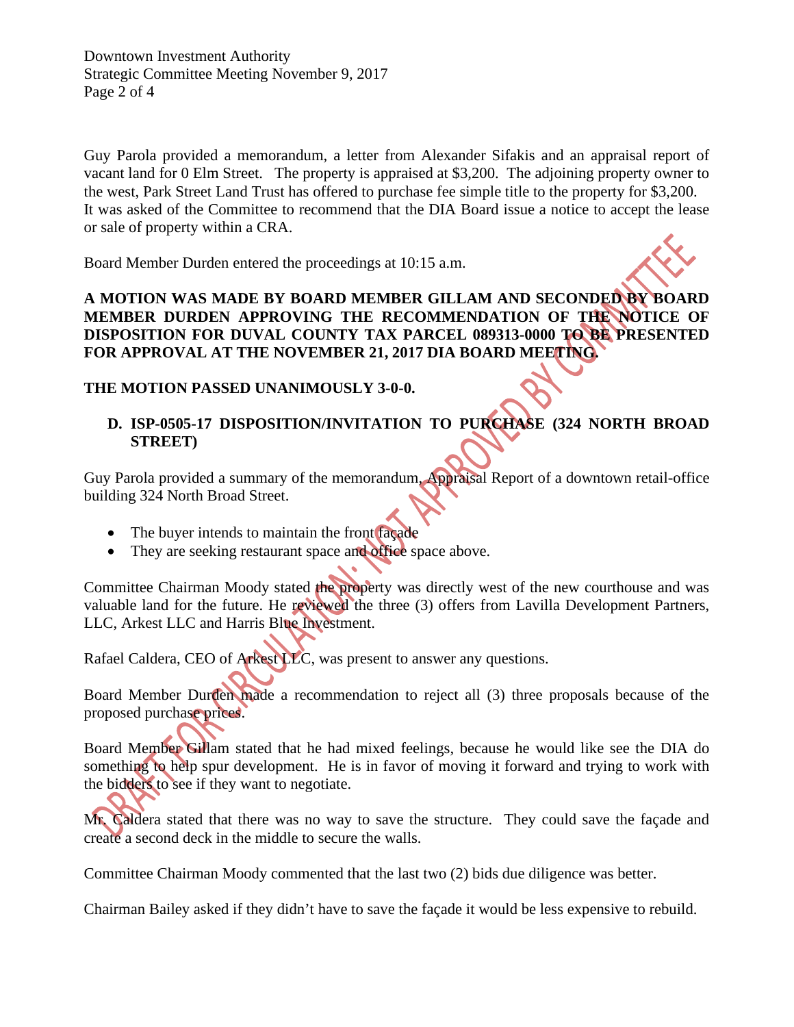Guy Parola provided a memorandum, a letter from Alexander Sifakis and an appraisal report of vacant land for 0 Elm Street. The property is appraised at $3,200. The adjoining property owner to the west, Park Street Land Trust has offered to purchase fee simple title to the property for $3,200. It was asked of the Committee to recommend that the DIA Board issue a notice to accept the lease or sale of property within a CRA.

Board Member Durden entered the proceedings at 10:15 a.m.

**A MOTION WAS MADE BY BOARD MEMBER GILLAM AND SECONDED BY BOARD MEMBER DURDEN APPROVING THE RECOMMENDATION OF THE NOTICE OF DISPOSITION FOR DUVAL COUNTY TAX PARCEL 089313-0000 TO BE PRESENTED FOR APPROVAL AT THE NOVEMBER 21, 2017 DIA BOARD MEETING.**

**THE MOTION PASSED UNANIMOUSLY 3-0-0.**

**D. ISP-0505-17 DISPOSITION/INVITATION TO PURCHASE (324 NORTH BROAD STREET)**

Guy Parola provided a summary of the memorandum, Appraisal Report of a downtown retail-office building 324 North Broad Street.

- The buyer intends to maintain the front façade
- They are seeking restaurant space and office space above.

Committee Chairman Moody stated the property was directly west of the new courthouse and was valuable land for the future. He reviewed the three (3) offers from Lavilla Development Partners, LLC, Arkest LLC and Harris Blue Investment.

Rafael Caldera, CEO of Arkest LLC, was present to answer any questions.

Board Member Durden made a recommendation to reject all (3) three proposals because of the proposed purchase prices.

Board Member Gillam stated that he had mixed feelings, because he would like see the DIA do something to help spur development. He is in favor of moving it forward and trying to work with the bidders to see if they want to negotiate.

Mr. Caldera stated that there was no way to save the structure. They could save the façade and create a second deck in the middle to secure the walls.

Committee Chairman Moody commented that the last two (2) bids due diligence was better.

Chairman Bailey asked if they didn't have to save the façade it would be less expensive to rebuild.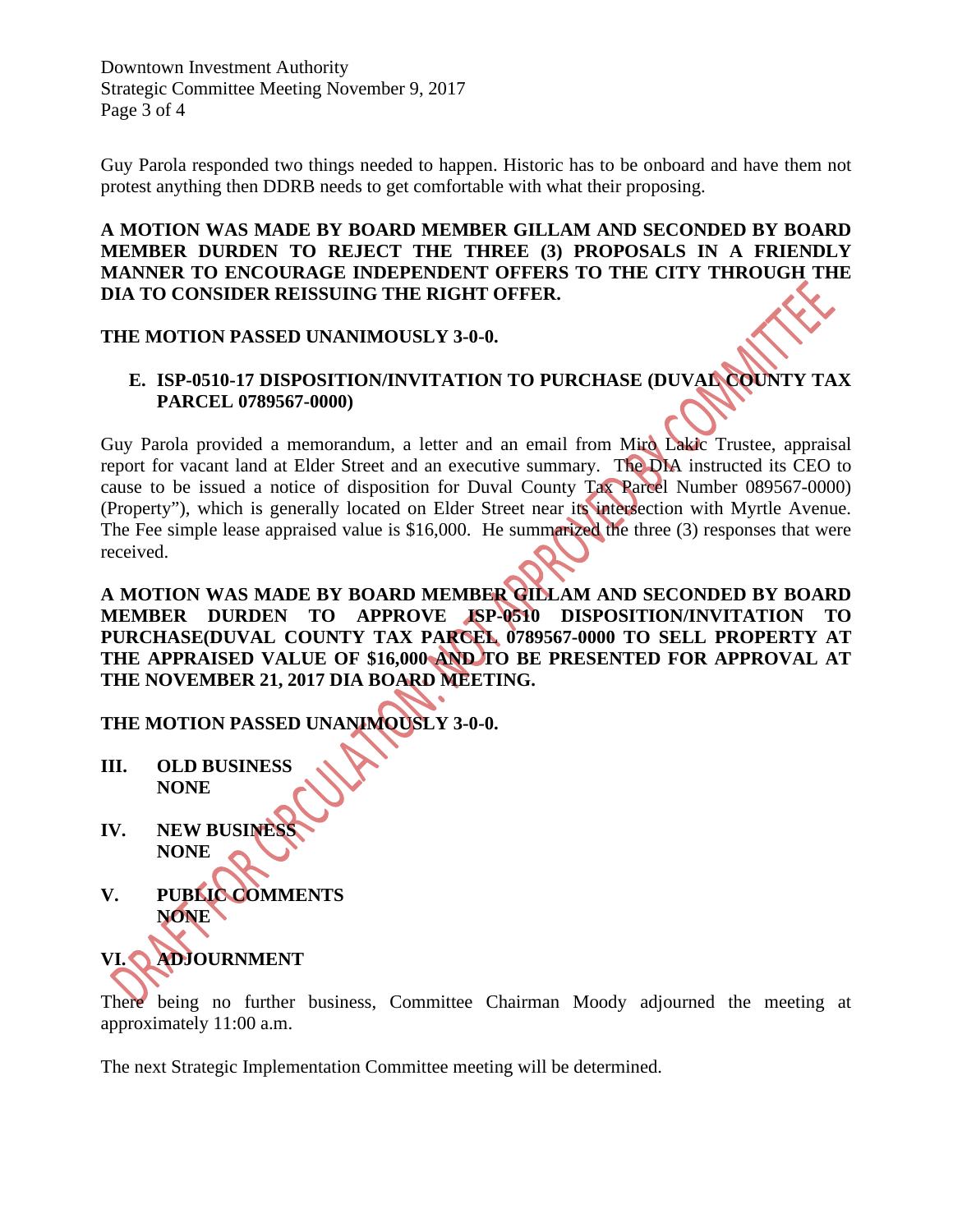Guy Parola responded two things needed to happen. Historic has to be onboard and have them not protest anything then DDRB needs to get comfortable with what their proposing.

**A MOTION WAS MADE BY BOARD MEMBER GILLAM AND SECONDED BY BOARD MEMBER DURDEN TO REJECT THE THREE (3) PROPOSALS IN A FRIENDLY MANNER TO ENCOURAGE INDEPENDENT OFFERS TO THE CITY THROUGH THE DIA TO CONSIDER REISSUING THE RIGHT OFFER.**

**THE MOTION PASSED UNANIMOUSLY 3-0-0.**

**E. ISP-0510-17 DISPOSITION/INVITATION TO PURCHASE (DUVAL COUNTY TAX PARCEL 0789567-0000)**

Guy Parola provided a memorandum, a letter and an email from Miro Lakic Trustee, appraisal report for vacant land at Elder Street and an executive summary. The DIA instructed its CEO to cause to be issued a notice of disposition for Duval County Tax Parcel Number 089567-0000) (Property"), which is generally located on Elder Street near its intersection with Myrtle Avenue. The Fee simple lease appraised value is $16,000. He summarized the three (3) responses that were received.

**A MOTION WAS MADE BY BOARD MEMBER GILLAM AND SECONDED BY BOARD MEMBER DURDEN TO APPROVE ISP-0510 DISPOSITION/INVITATION TO PURCHASE(DUVAL COUNTY TAX PARCEL 0789567-0000 TO SELL PROPERTY AT THE APPRAISED VALUE OF $16,000 AND TO BE PRESENTED FOR APPROVAL AT THE NOVEMBER 21, 2017 DIA BOARD MEETING.**

**THE MOTION PASSED UNANIMOUSLY 3-0-0.**

## III. OLD BUSINESS

**NONE**

## IV. NEW BUSINESS

**NONE**

## V. PUBLIC COMMENTS

**NONE**

## VI. ADJOURNMENT

There being no further business, Committee Chairman Moody adjourned the meeting at approximately 11:00 a.m.

The next Strategic Implementation Committee meeting will be determined.

DRAFT FOR CIRCULATION. NOT APPROVED BY COMMITTEE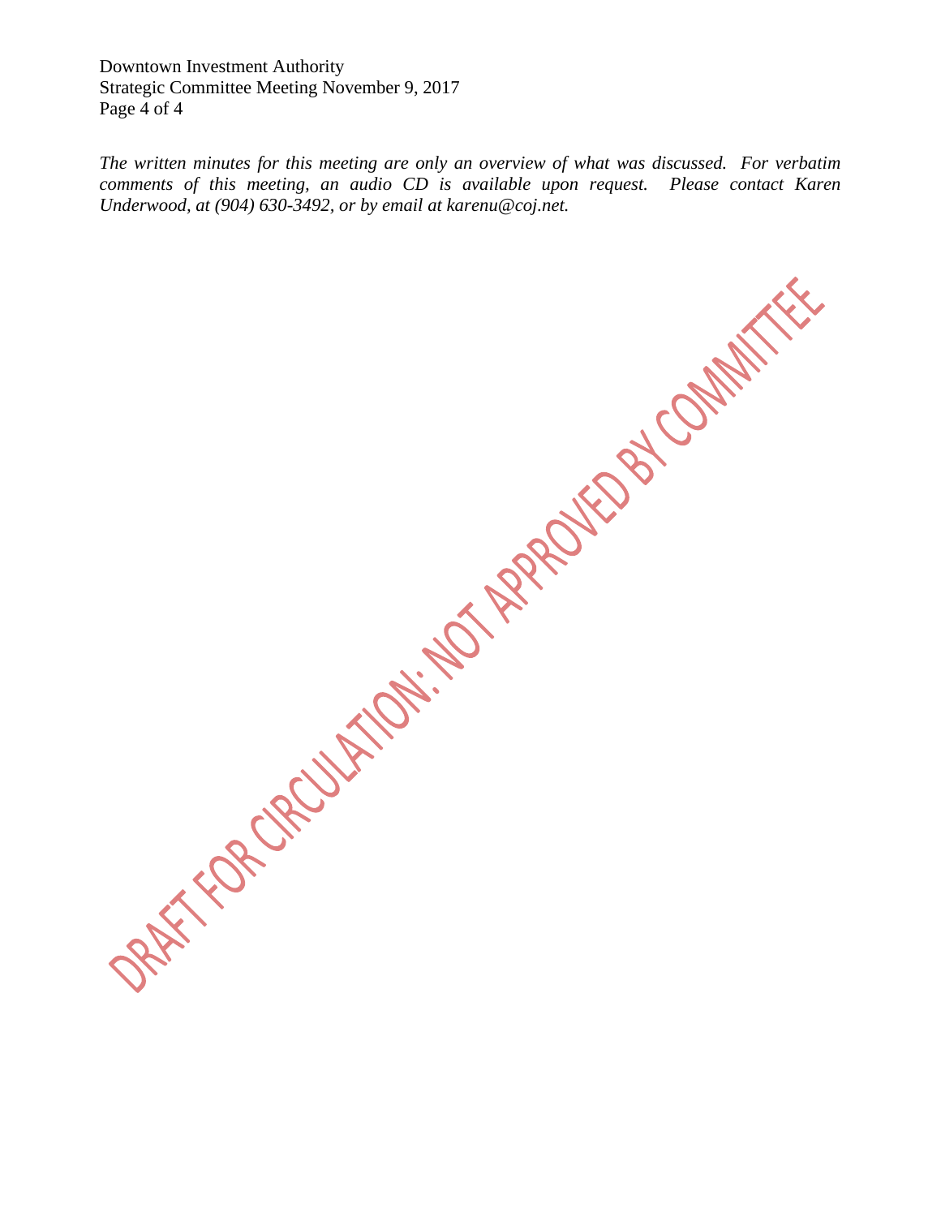*The written minutes for this meeting are only an overview of what was discussed. For verbatim comments of this meeting, an audio CD is available upon request. Please contact Karen Underwood, at (904) 630-3492, or by email at karenu@coj.net.*

DRAFT FOR CIRCULATION: NOT APPROVED BY COMMITTEE